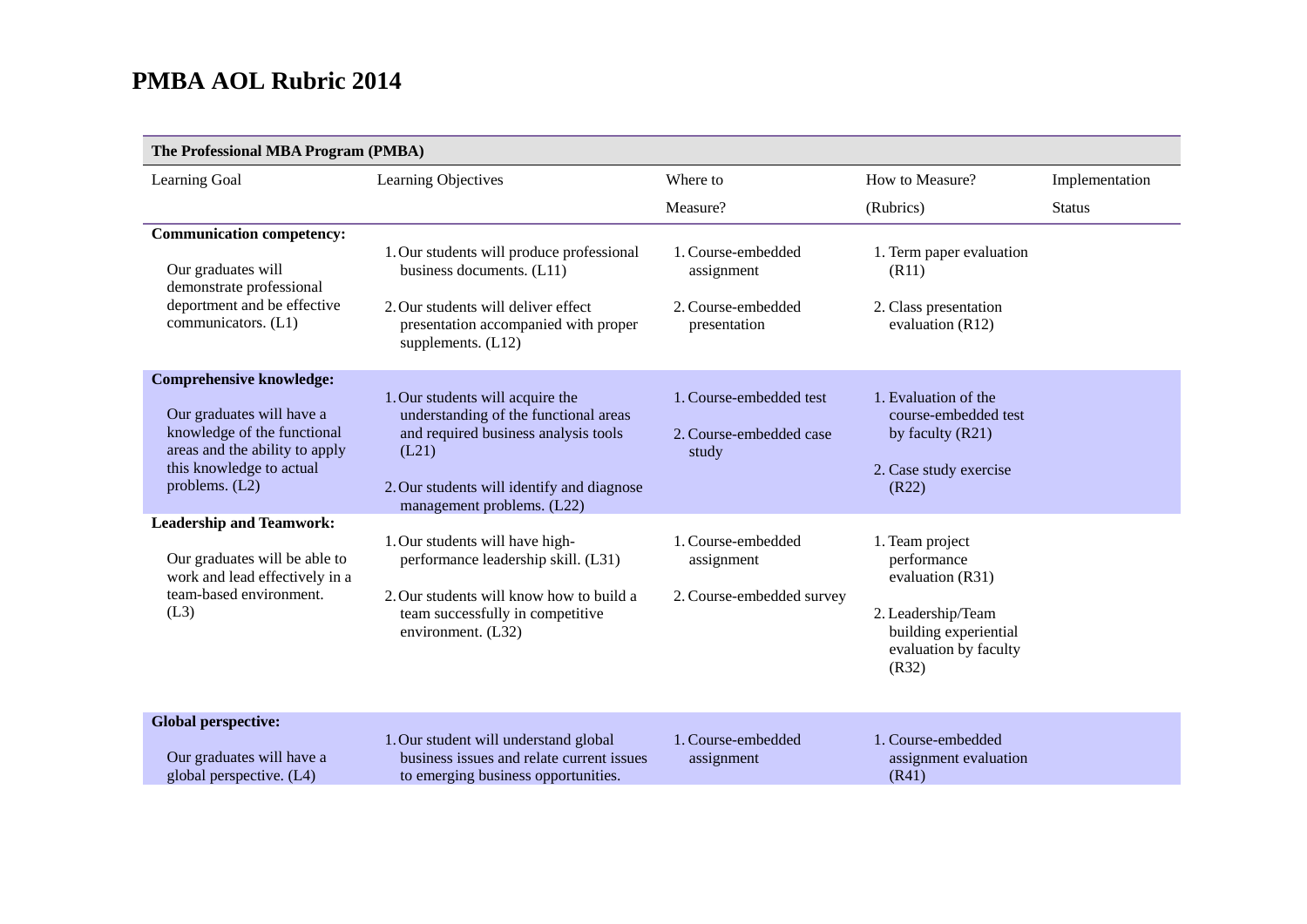# PMBA AOL Rubric 2014

| The Professional MBA Program (PMBA) | | | | |
|---|---|---|---|---|
| Learning Goal | Learning Objectives | Where to Measure? | How to Measure? (Rubrics) | Implementation Status |
| **Communication competency:** Our graduates will demonstrate professional deportment and be effective communicators. (L1) | 1. Our students will produce professional business documents. (L11) 2. Our students will deliver effect presentation accompanied with proper supplements. (L12) | 1. Course-embedded assignment 2. Course-embedded presentation | 1. Term paper evaluation (R11) 2. Class presentation evaluation (R12) | |
| **Comprehensive knowledge:** Our graduates will have a knowledge of the functional areas and the ability to apply this knowledge to actual problems. (L2) | 1. Our students will acquire the understanding of the functional areas and required business analysis tools (L21) 2. Our students will identify and diagnose management problems. (L22) | 1. Course-embedded test 2. Course-embedded case study | 1. Evaluation of the course-embedded test by faculty (R21) 2. Case study exercise (R22) | |
| **Leadership and Teamwork:** Our graduates will be able to work and lead effectively in a team-based environment. (L3) | 1. Our students will have high-performance leadership skill. (L31) 2. Our students will know how to build a team successfully in competitive environment. (L32) | 1. Course-embedded assignment 2. Course-embedded survey | 1. Team project performance evaluation (R31) 2. Leadership/Team building experiential evaluation by faculty (R32) | |
| **Global perspective:** Our graduates will have a global perspective. (L4) | 1. Our student will understand global business issues and relate current issues to emerging business opportunities. | 1. Course-embedded assignment | 1. Course-embedded assignment evaluation (R41) | |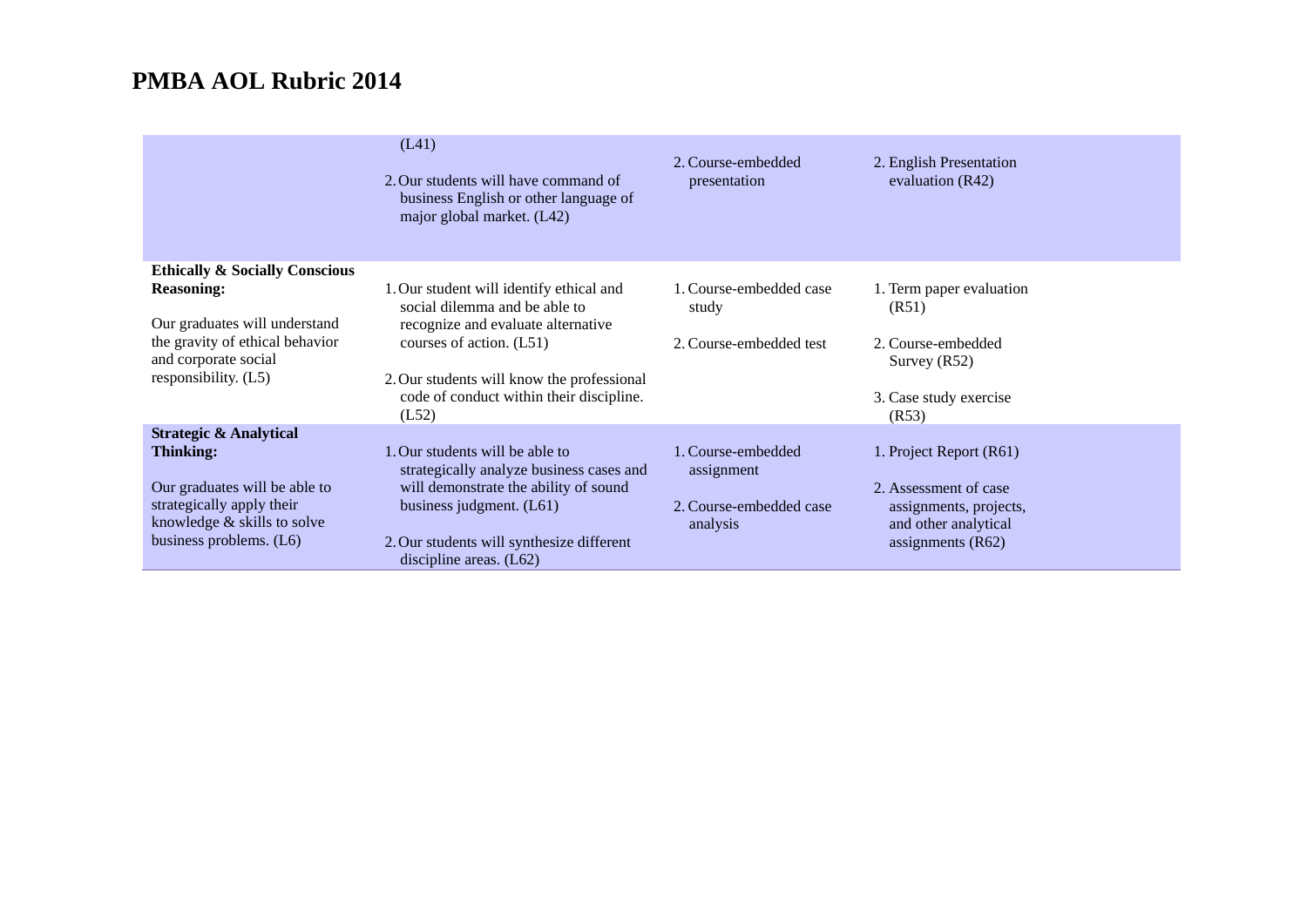# PMBA AOL Rubric 2014

| | | | |
|---|---|---|---|
| | (L41)<br><br>2. Our students will have command of business English or other language of major global market. (L42) | 2. Course-embedded presentation | 2. English Presentation evaluation (R42) |
| **Ethically & Socially Conscious Reasoning:**<br><br>Our graduates will understand the gravity of ethical behavior and corporate social responsibility. (L5) | 1. Our student will identify ethical and social dilemma and be able to recognize and evaluate alternative courses of action. (L51)<br><br>2. Our students will know the professional code of conduct within their discipline. (L52) | 1. Course-embedded case study<br><br>2. Course-embedded test | 1. Term paper evaluation (R51)<br><br>2. Course-embedded Survey (R52)<br><br>3. Case study exercise (R53) |
| **Strategic & Analytical Thinking:**<br><br>Our graduates will be able to strategically apply their knowledge & skills to solve business problems. (L6) | 1. Our students will be able to strategically analyze business cases and will demonstrate the ability of sound business judgment. (L61)<br><br>2. Our students will synthesize different discipline areas. (L62) | 1. Course-embedded assignment<br><br>2. Course-embedded case analysis | 1. Project Report (R61)<br><br>2. Assessment of case assignments, projects, and other analytical assignments (R62) |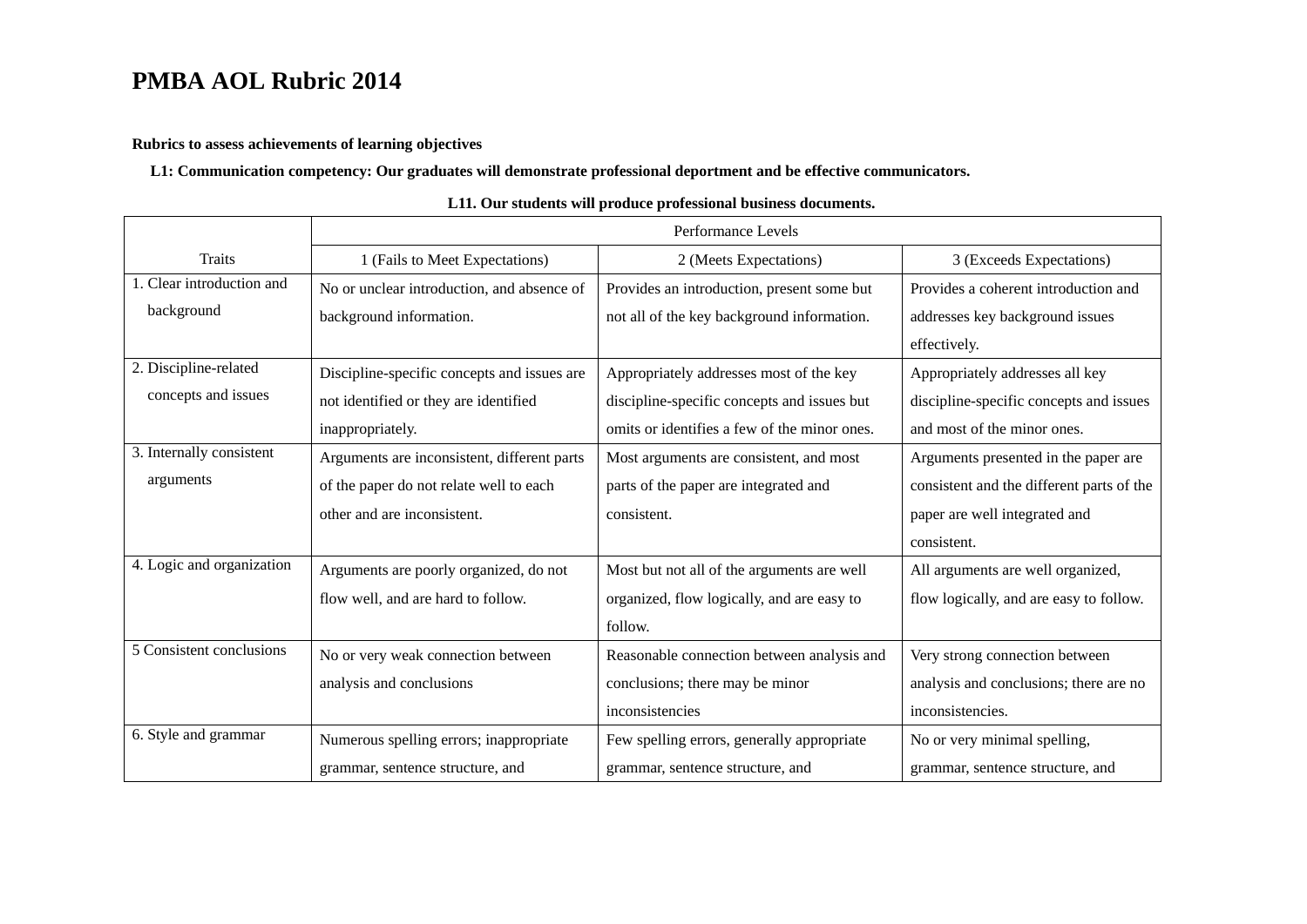# PMBA AOL Rubric 2014

**Rubrics to assess achievements of learning objectives**

**L1: Communication competency: Our graduates will demonstrate professional deportment and be effective communicators.**

**L11. Our students will produce professional business documents.**

| Traits | Performance Levels | | |
|---|---|---|---|
| | 1 (Fails to Meet Expectations) | 2 (Meets Expectations) | 3 (Exceeds Expectations) |
| 1. Clear introduction and background | No or unclear introduction, and absence of background information. | Provides an introduction, present some but not all of the key background information. | Provides a coherent introduction and addresses key background issues effectively. |
| 2. Discipline-related concepts and issues | Discipline-specific concepts and issues are not identified or they are identified inappropriately. | Appropriately addresses most of the key discipline-specific concepts and issues but omits or identifies a few of the minor ones. | Appropriately addresses all key discipline-specific concepts and issues and most of the minor ones. |
| 3. Internally consistent arguments | Arguments are inconsistent, different parts of the paper do not relate well to each other and are inconsistent. | Most arguments are consistent, and most parts of the paper are integrated and consistent. | Arguments presented in the paper are consistent and the different parts of the paper are well integrated and consistent. |
| 4. Logic and organization | Arguments are poorly organized, do not flow well, and are hard to follow. | Most but not all of the arguments are well organized, flow logically, and are easy to follow. | All arguments are well organized, flow logically, and are easy to follow. |
| 5 Consistent conclusions | No or very weak connection between analysis and conclusions | Reasonable connection between analysis and conclusions; there may be minor inconsistencies | Very strong connection between analysis and conclusions; there are no inconsistencies. |
| 6. Style and grammar | Numerous spelling errors; inappropriate grammar, sentence structure, and | Few spelling errors, generally appropriate grammar, sentence structure, and | No or very minimal spelling, grammar, sentence structure, and |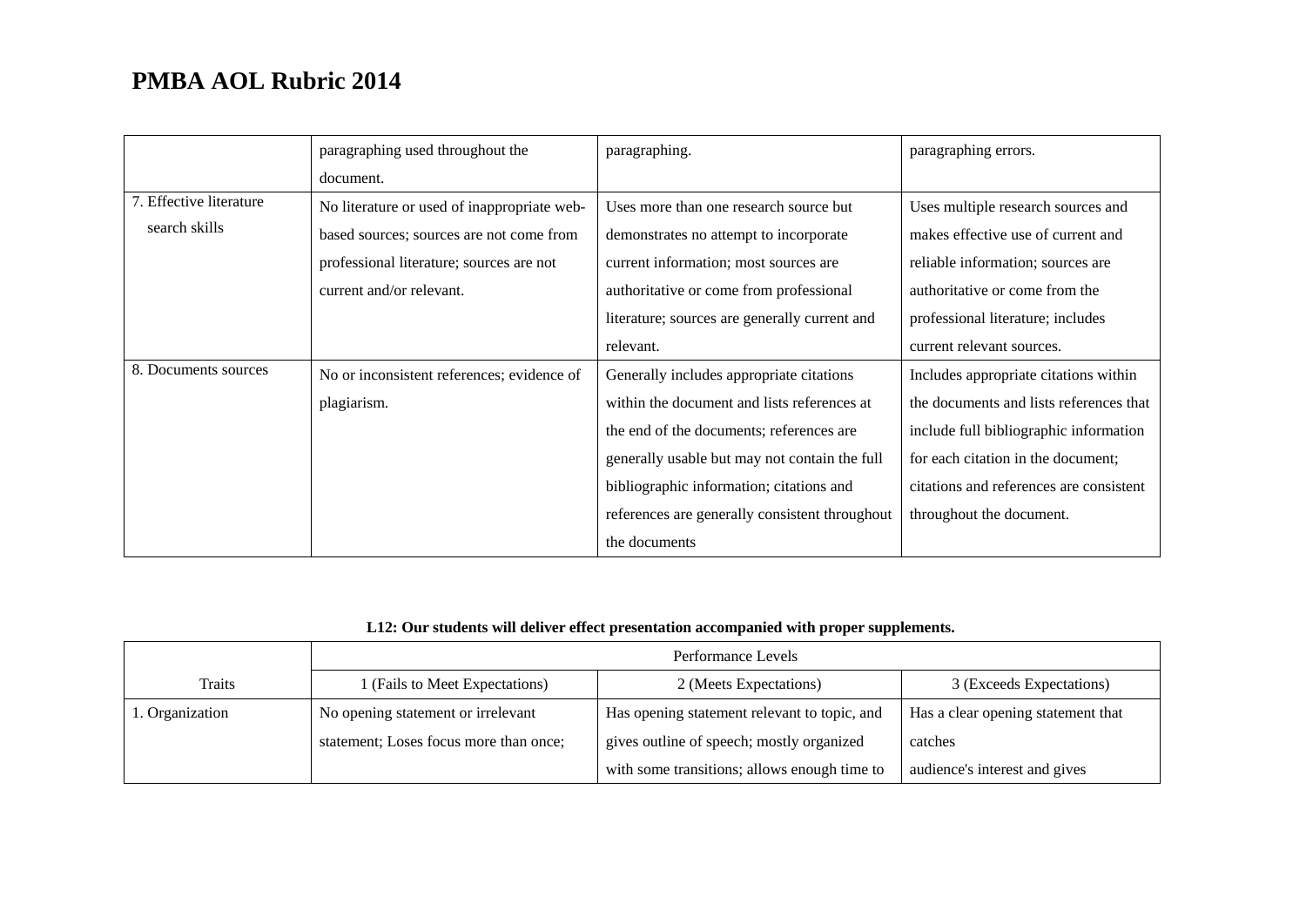# PMBA AOL Rubric 2014

| | | | |
|---|---|---|---|
| | paragraphing used throughout the document. | paragraphing. | paragraphing errors. |
| 7. Effective literature search skills | No literature or used of inappropriate web-based sources; sources are not come from professional literature; sources are not current and/or relevant. | Uses more than one research source but demonstrates no attempt to incorporate current information; most sources are authoritative or come from professional literature; sources are generally current and relevant. | Uses multiple research sources and makes effective use of current and reliable information; sources are authoritative or come from the professional literature; includes current relevant sources. |
| 8. Documents sources | No or inconsistent references; evidence of plagiarism. | Generally includes appropriate citations within the document and lists references at the end of the documents; references are generally usable but may not contain the full bibliographic information; citations and references are generally consistent throughout the documents | Includes appropriate citations within the documents and lists references that include full bibliographic information for each citation in the document; citations and references are consistent throughout the document. |

**L12: Our students will deliver effect presentation accompanied with proper supplements.**

| Traits | Performance Levels | | |
|---|---|---|---|
| | 1 (Fails to Meet Expectations) | 2 (Meets Expectations) | 3 (Exceeds Expectations) |
| 1. Organization | No opening statement or irrelevant statement; Loses focus more than once; | Has opening statement relevant to topic, and gives outline of speech; mostly organized with some transitions; allows enough time to | Has a clear opening statement that catches audience's interest and gives |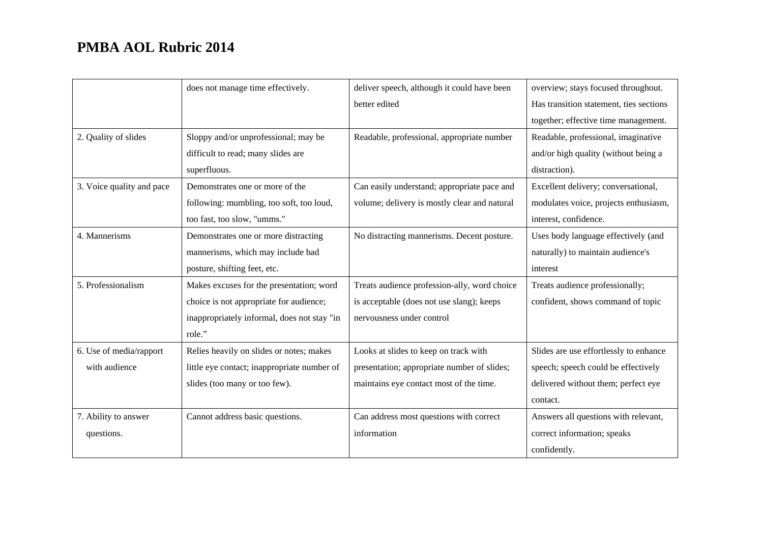# PMBA AOL Rubric 2014

| | | | |
|---|---|---|---|
| | does not manage time effectively. | deliver speech, although it could have been better edited | overview; stays focused throughout. Has transition statement, ties sections together; effective time management. |
| 2. Quality of slides | Sloppy and/or unprofessional; may be difficult to read; many slides are superfluous. | Readable, professional, appropriate number | Readable, professional, imaginative and/or high quality (without being a distraction). |
| 3. Voice quality and pace | Demonstrates one or more of the following: mumbling, too soft, too loud, too fast, too slow, "umms." | Can easily understand; appropriate pace and volume; delivery is mostly clear and natural | Excellent delivery; conversational, modulates voice, projects enthusiasm, interest, confidence. |
| 4. Mannerisms | Demonstrates one or more distracting mannerisms, which may include bad posture, shifting feet, etc. | No distracting mannerisms. Decent posture. | Uses body language effectively (and naturally) to maintain audience's interest |
| 5. Professionalism | Makes excuses for the presentation; word choice is not appropriate for audience; inappropriately informal, does not stay "in role." | Treats audience profession-ally, word choice is acceptable (does not use slang); keeps nervousness under control | Treats audience professionally; confident, shows command of topic |
| 6. Use of media/rapport with audience | Relies heavily on slides or notes; makes little eye contact; inappropriate number of slides (too many or too few). | Looks at slides to keep on track with presentation; appropriate number of slides; maintains eye contact most of the time. | Slides are use effortlessly to enhance speech; speech could be effectively delivered without them; perfect eye contact. |
| 7. Ability to answer questions. | Cannot address basic questions. | Can address most questions with correct information | Answers all questions with relevant, correct information; speaks confidently. |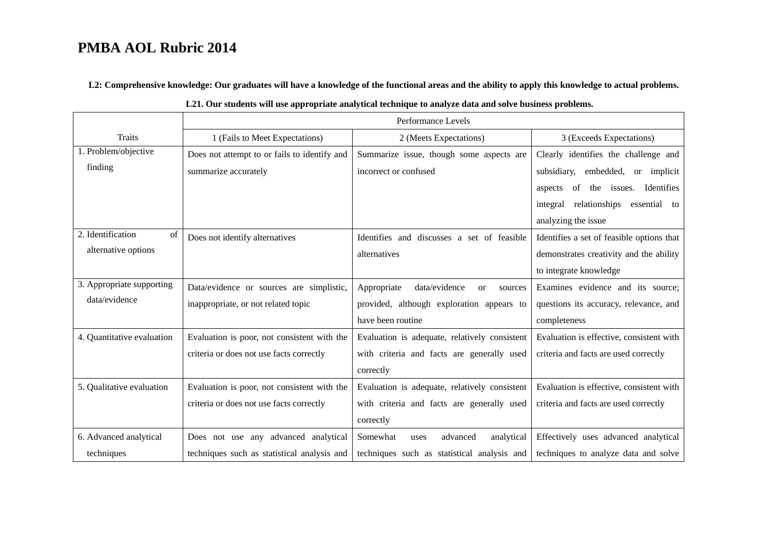# PMBA AOL Rubric 2014

**L2: Comprehensive knowledge: Our graduates will have a knowledge of the functional areas and the ability to apply this knowledge to actual problems.**

**L21. Our students will use appropriate analytical technique to analyze data and solve business problems.**

| Traits | Performance Levels | | |
|---|---|---|---|
| | 1 (Fails to Meet Expectations) | 2 (Meets Expectations) | 3 (Exceeds Expectations) |
| 1. Problem/objective finding | Does not attempt to or fails to identify and summarize accurately | Summarize issue, though some aspects are incorrect or confused | Clearly identifies the challenge and subsidiary, embedded, or implicit aspects of the issues. Identifies integral relationships essential to analyzing the issue |
| 2. Identification of alternative options | Does not identify alternatives | Identifies and discusses a set of feasible alternatives | Identifies a set of feasible options that demonstrates creativity and the ability to integrate knowledge |
| 3. Appropriate supporting data/evidence | Data/evidence or sources are simplistic, inappropriate, or not related topic | Appropriate data/evidence or sources provided, although exploration appears to have been routine | Examines evidence and its source; questions its accuracy, relevance, and completeness |
| 4. Quantitative evaluation | Evaluation is poor, not consistent with the criteria or does not use facts correctly | Evaluation is adequate, relatively consistent with criteria and facts are generally used correctly | Evaluation is effective, consistent with criteria and facts are used correctly |
| 5. Qualitative evaluation | Evaluation is poor, not consistent with the criteria or does not use facts correctly | Evaluation is adequate, relatively consistent with criteria and facts are generally used correctly | Evaluation is effective, consistent with criteria and facts are used correctly |
| 6. Advanced analytical techniques | Does not use any advanced analytical techniques such as statistical analysis and | Somewhat uses advanced analytical techniques such as statistical analysis and | Effectively uses advanced analytical techniques to analyze data and solve |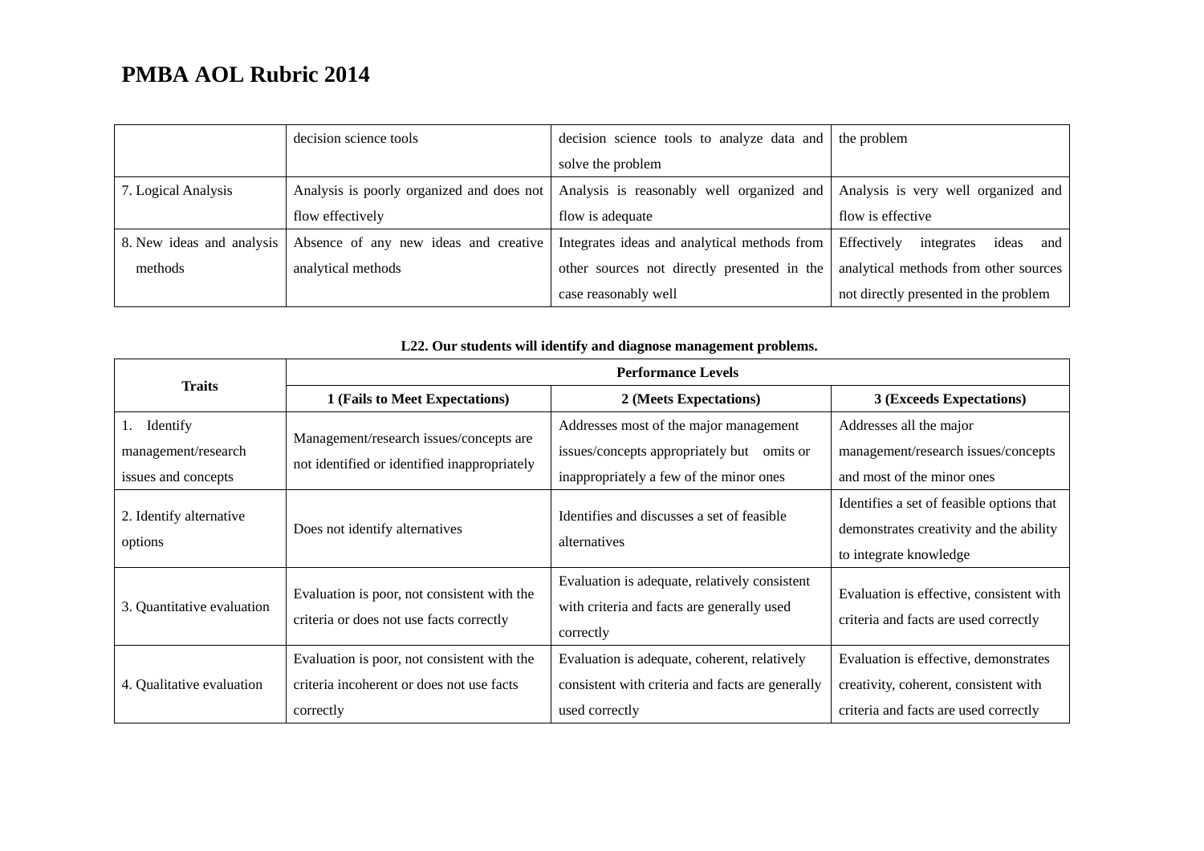# PMBA AOL Rubric 2014

| | | | |
|---|---|---|---|
| | decision science tools | decision science tools to analyze data and solve the problem | the problem |
| 7. Logical Analysis | Analysis is poorly organized and does not flow effectively | Analysis is reasonably well organized and flow is adequate | Analysis is very well organized and flow is effective |
| 8. New ideas and analysis methods | Absence of any new ideas and creative analytical methods | Integrates ideas and analytical methods from other sources not directly presented in the case reasonably well | Effectively integrates ideas and analytical methods from other sources not directly presented in the problem |

**L22. Our students will identify and diagnose management problems.**

| Traits | Performance Levels | | |
|---|---|---|---|
| | **1 (Fails to Meet Expectations)** | **2 (Meets Expectations)** | **3 (Exceeds Expectations)** |
| 1. Identify management/research issues and concepts | Management/research issues/concepts are not identified or identified inappropriately | Addresses most of the major management issues/concepts appropriately but omits or inappropriately a few of the minor ones | Addresses all the major management/research issues/concepts and most of the minor ones |
| 2. Identify alternative options | Does not identify alternatives | Identifies and discusses a set of feasible alternatives | Identifies a set of feasible options that demonstrates creativity and the ability to integrate knowledge |
| 3. Quantitative evaluation | Evaluation is poor, not consistent with the criteria or does not use facts correctly | Evaluation is adequate, relatively consistent with criteria and facts are generally used correctly | Evaluation is effective, consistent with criteria and facts are used correctly |
| 4. Qualitative evaluation | Evaluation is poor, not consistent with the criteria incoherent or does not use facts correctly | Evaluation is adequate, coherent, relatively consistent with criteria and facts are generally used correctly | Evaluation is effective, demonstrates creativity, coherent, consistent with criteria and facts are used correctly |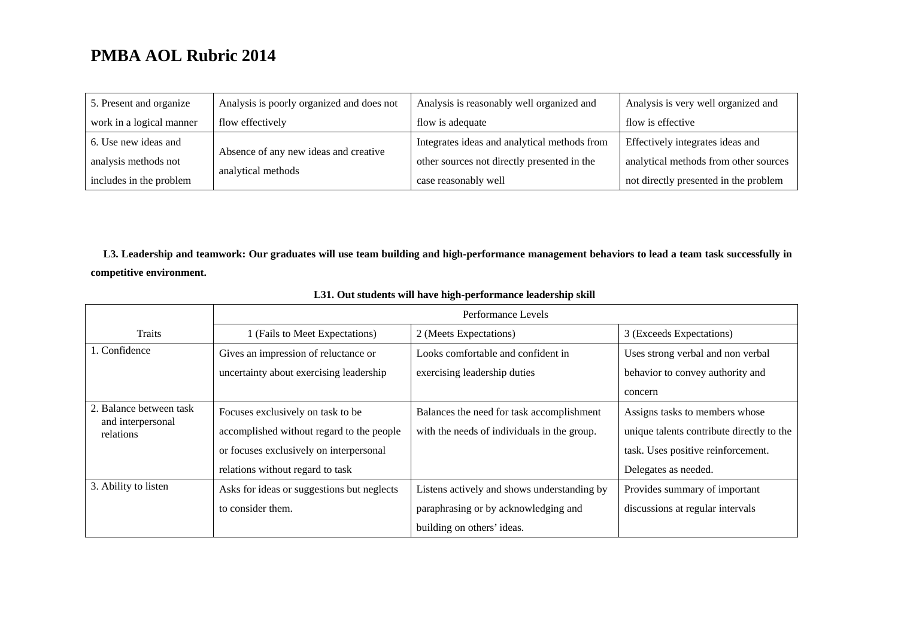# PMBA AOL Rubric 2014

| | | | |
|---|---|---|---|
| 5. Present and organize work in a logical manner | Analysis is poorly organized and does not flow effectively | Analysis is reasonably well organized and flow is adequate | Analysis is very well organized and flow is effective |
| 6. Use new ideas and analysis methods not includes in the problem | Absence of any new ideas and creative analytical methods | Integrates ideas and analytical methods from other sources not directly presented in the case reasonably well | Effectively integrates ideas and analytical methods from other sources not directly presented in the problem |

**L3. Leadership and teamwork: Our graduates will use team building and high-performance management behaviors to lead a team task successfully in competitive environment.**

**L31. Out students will have high-performance leadership skill**

| Traits | Performance Levels | | |
|---|---|---|---|
| | 1 (Fails to Meet Expectations) | 2 (Meets Expectations) | 3 (Exceeds Expectations) |
| 1. Confidence | Gives an impression of reluctance or uncertainty about exercising leadership | Looks comfortable and confident in exercising leadership duties | Uses strong verbal and non verbal behavior to convey authority and concern |
| 2. Balance between task and interpersonal relations | Focuses exclusively on task to be accomplished without regard to the people or focuses exclusively on interpersonal relations without regard to task | Balances the need for task accomplishment with the needs of individuals in the group. | Assigns tasks to members whose unique talents contribute directly to the task. Uses positive reinforcement. Delegates as needed. |
| 3. Ability to listen | Asks for ideas or suggestions but neglects to consider them. | Listens actively and shows understanding by paraphrasing or by acknowledging and building on others' ideas. | Provides summary of important discussions at regular intervals |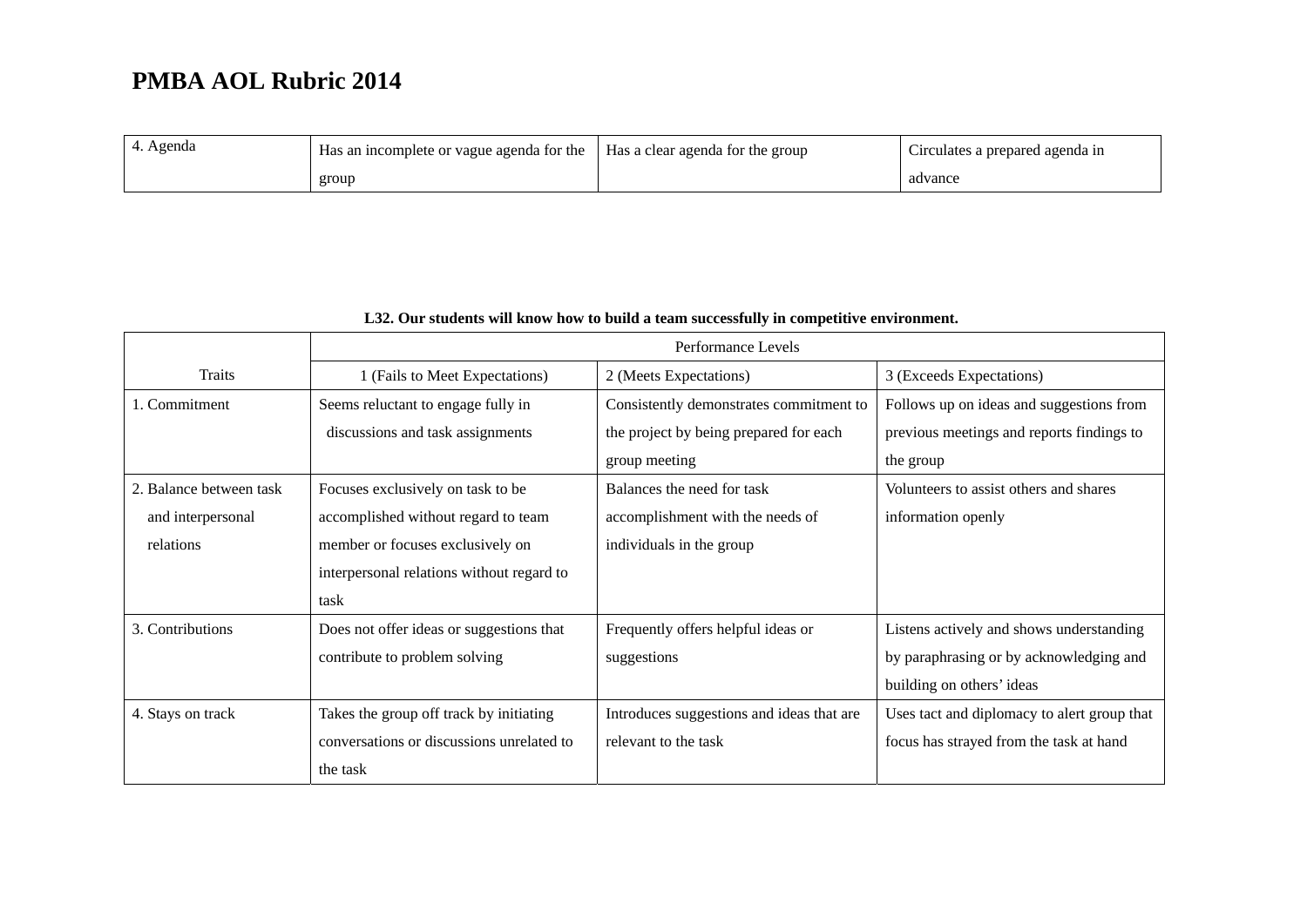# PMBA AOL Rubric 2014

| | | | |
|---|---|---|---|
| 4. Agenda | Has an incomplete or vague agenda for the group | Has a clear agenda for the group | Circulates a prepared agenda in advance |

**L32. Our students will know how to build a team successfully in competitive environment.**

| Traits | Performance Levels | | |
|---|---|---|---|
| | 1 (Fails to Meet Expectations) | 2 (Meets Expectations) | 3 (Exceeds Expectations) |
| 1. Commitment | Seems reluctant to engage fully in discussions and task assignments | Consistently demonstrates commitment to the project by being prepared for each group meeting | Follows up on ideas and suggestions from previous meetings and reports findings to the group |
| 2. Balance between task and interpersonal relations | Focuses exclusively on task to be accomplished without regard to team member or focuses exclusively on interpersonal relations without regard to task | Balances the need for task accomplishment with the needs of individuals in the group | Volunteers to assist others and shares information openly |
| 3. Contributions | Does not offer ideas or suggestions that contribute to problem solving | Frequently offers helpful ideas or suggestions | Listens actively and shows understanding by paraphrasing or by acknowledging and building on others' ideas |
| 4. Stays on track | Takes the group off track by initiating conversations or discussions unrelated to the task | Introduces suggestions and ideas that are relevant to the task | Uses tact and diplomacy to alert group that focus has strayed from the task at hand |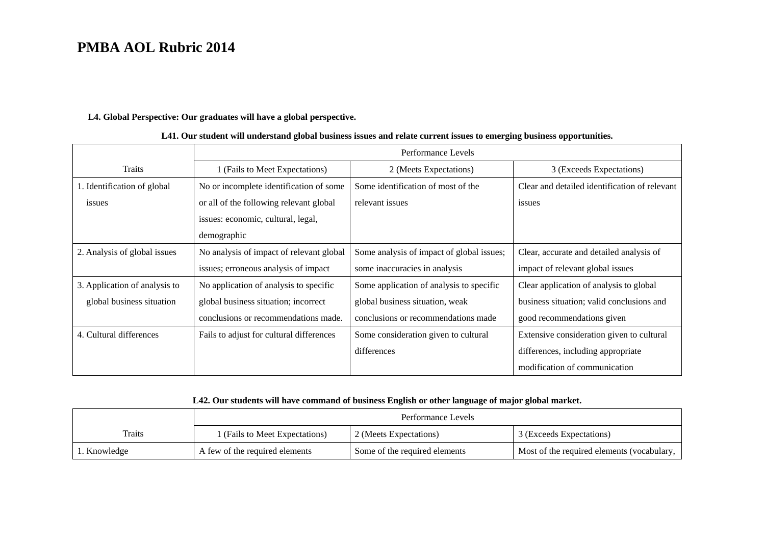# PMBA AOL Rubric 2014

**L4. Global Perspective: Our graduates will have a global perspective.**

**L41. Our student will understand global business issues and relate current issues to emerging business opportunities.**

| Traits | Performance Levels | | |
|---|---|---|---|
| | 1 (Fails to Meet Expectations) | 2 (Meets Expectations) | 3 (Exceeds Expectations) |
| 1. Identification of global issues | No or incomplete identification of some or all of the following relevant global issues: economic, cultural, legal, demographic | Some identification of most of the relevant issues | Clear and detailed identification of relevant issues |
| 2. Analysis of global issues | No analysis of impact of relevant global issues; erroneous analysis of impact | Some analysis of impact of global issues; some inaccuracies in analysis | Clear, accurate and detailed analysis of impact of relevant global issues |
| 3. Application of analysis to global business situation | No application of analysis to specific global business situation; incorrect conclusions or recommendations made. | Some application of analysis to specific global business situation, weak conclusions or recommendations made | Clear application of analysis to global business situation; valid conclusions and good recommendations given |
| 4. Cultural differences | Fails to adjust for cultural differences | Some consideration given to cultural differences | Extensive consideration given to cultural differences, including appropriate modification of communication |

**L42. Our students will have command of business English or other language of major global market.**

| Traits | Performance Levels | | |
|---|---|---|---|
| | 1 (Fails to Meet Expectations) | 2 (Meets Expectations) | 3 (Exceeds Expectations) |
| 1. Knowledge | A few of the required elements | Some of the required elements | Most of the required elements (vocabulary, |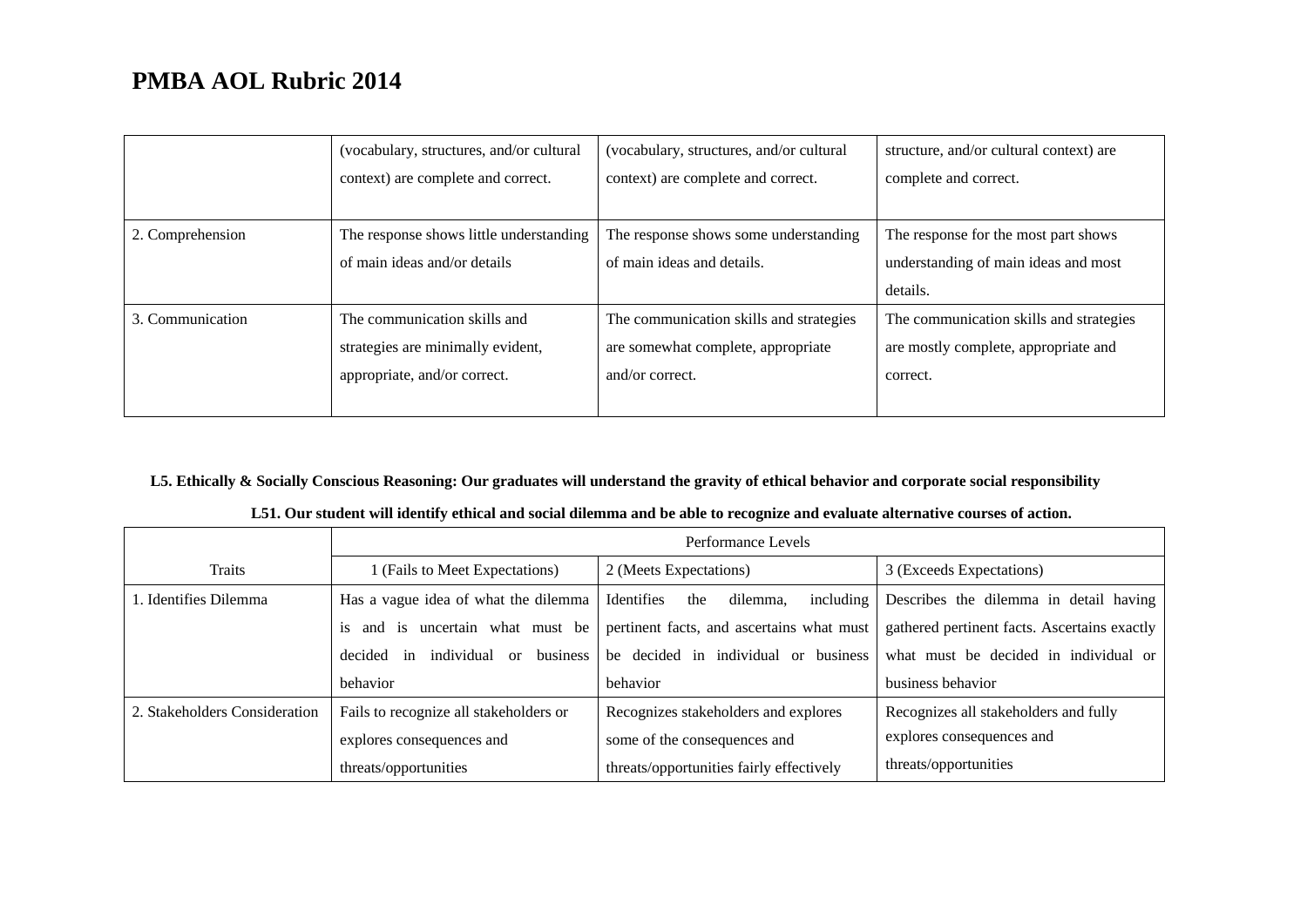# PMBA AOL Rubric 2014

| | | | |
|---|---|---|---|
| | (vocabulary, structures, and/or cultural context) are complete and correct. | (vocabulary, structures, and/or cultural context) are complete and correct. | structure, and/or cultural context) are complete and correct. |
| 2. Comprehension | The response shows little understanding of main ideas and/or details | The response shows some understanding of main ideas and details. | The response for the most part shows understanding of main ideas and most details. |
| 3. Communication | The communication skills and strategies are minimally evident, appropriate, and/or correct. | The communication skills and strategies are somewhat complete, appropriate and/or correct. | The communication skills and strategies are mostly complete, appropriate and correct. |

**L5. Ethically & Socially Conscious Reasoning: Our graduates will understand the gravity of ethical behavior and corporate social responsibility**

**L51. Our student will identify ethical and social dilemma and be able to recognize and evaluate alternative courses of action.**

| | Performance Levels | | |
|---|---|---|---|
| Traits | 1 (Fails to Meet Expectations) | 2 (Meets Expectations) | 3 (Exceeds Expectations) |
| 1. Identifies Dilemma | Has a vague idea of what the dilemma is and is uncertain what must be decided in individual or business behavior | Identifies the dilemma, including pertinent facts, and ascertains what must be decided in individual or business behavior | Describes the dilemma in detail having gathered pertinent facts. Ascertains exactly what must be decided in individual or business behavior |
| 2. Stakeholders Consideration | Fails to recognize all stakeholders or explores consequences and threats/opportunities | Recognizes stakeholders and explores some of the consequences and threats/opportunities fairly effectively | Recognizes all stakeholders and fully explores consequences and threats/opportunities |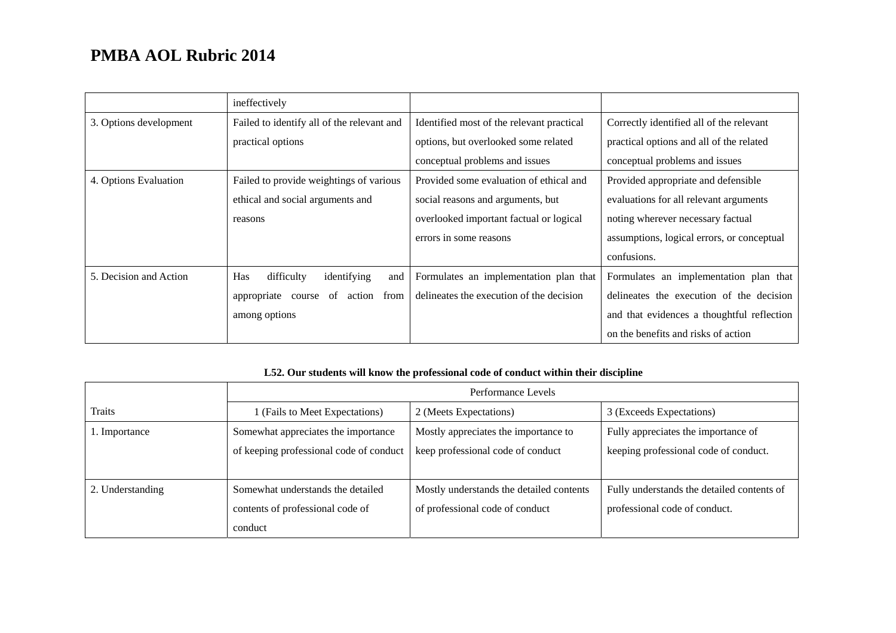# PMBA AOL Rubric 2014

| | | | |
|---|---|---|---|
| | ineffectively | | |
| 3. Options development | Failed to identify all of the relevant and practical options | Identified most of the relevant practical options, but overlooked some related conceptual problems and issues | Correctly identified all of the relevant practical options and all of the related conceptual problems and issues |
| 4. Options Evaluation | Failed to provide weightings of various ethical and social arguments and reasons | Provided some evaluation of ethical and social reasons and arguments, but overlooked important factual or logical errors in some reasons | Provided appropriate and defensible evaluations for all relevant arguments noting wherever necessary factual assumptions, logical errors, or conceptual confusions. |
| 5. Decision and Action | Has difficulty identifying and appropriate course of action from among options | Formulates an implementation plan that delineates the execution of the decision | Formulates an implementation plan that delineates the execution of the decision and that evidences a thoughtful reflection on the benefits and risks of action |

**L52. Our students will know the professional code of conduct within their discipline**

| | Performance Levels | | |
|---|---|---|---|
| Traits | 1 (Fails to Meet Expectations) | 2 (Meets Expectations) | 3 (Exceeds Expectations) |
| 1. Importance | Somewhat appreciates the importance of keeping professional code of conduct | Mostly appreciates the importance to keep professional code of conduct | Fully appreciates the importance of keeping professional code of conduct. |
| 2. Understanding | Somewhat understands the detailed contents of professional code of conduct | Mostly understands the detailed contents of professional code of conduct | Fully understands the detailed contents of professional code of conduct. |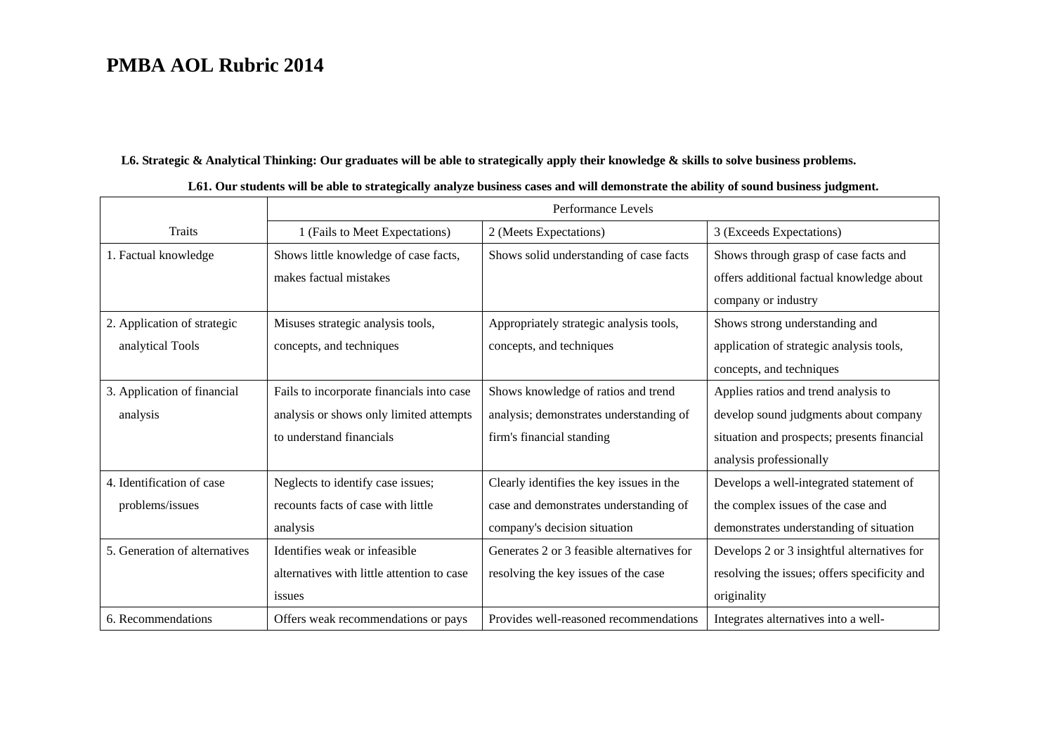# PMBA AOL Rubric 2014

**L6. Strategic & Analytical Thinking: Our graduates will be able to strategically apply their knowledge & skills to solve business problems.**

**L61. Our students will be able to strategically analyze business cases and will demonstrate the ability of sound business judgment.**

| Traits | Performance Levels | | |
|---|---|---|---|
| | 1 (Fails to Meet Expectations) | 2 (Meets Expectations) | 3 (Exceeds Expectations) |
| 1. Factual knowledge | Shows little knowledge of case facts, makes factual mistakes | Shows solid understanding of case facts | Shows through grasp of case facts and offers additional factual knowledge about company or industry |
| 2. Application of strategic analytical Tools | Misuses strategic analysis tools, concepts, and techniques | Appropriately strategic analysis tools, concepts, and techniques | Shows strong understanding and application of strategic analysis tools, concepts, and techniques |
| 3. Application of financial analysis | Fails to incorporate financials into case analysis or shows only limited attempts to understand financials | Shows knowledge of ratios and trend analysis; demonstrates understanding of firm's financial standing | Applies ratios and trend analysis to develop sound judgments about company situation and prospects; presents financial analysis professionally |
| 4. Identification of case problems/issues | Neglects to identify case issues; recounts facts of case with little analysis | Clearly identifies the key issues in the case and demonstrates understanding of company's decision situation | Develops a well-integrated statement of the complex issues of the case and demonstrates understanding of situation |
| 5. Generation of alternatives | Identifies weak or infeasible alternatives with little attention to case issues | Generates 2 or 3 feasible alternatives for resolving the key issues of the case | Develops 2 or 3 insightful alternatives for resolving the issues; offers specificity and originality |
| 6. Recommendations | Offers weak recommendations or pays | Provides well-reasoned recommendations | Integrates alternatives into a well- |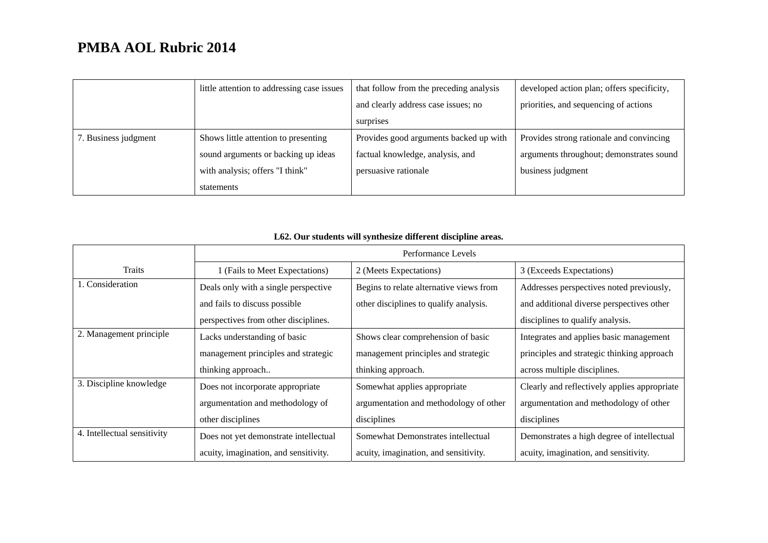# PMBA AOL Rubric 2014

| | | | |
|---|---|---|---|
| | little attention to addressing case issues | that follow from the preceding analysis and clearly address case issues; no surprises | developed action plan; offers specificity, priorities, and sequencing of actions |
| 7. Business judgment | Shows little attention to presenting sound arguments or backing up ideas with analysis; offers "I think" statements | Provides good arguments backed up with factual knowledge, analysis, and persuasive rationale | Provides strong rationale and convincing arguments throughout; demonstrates sound business judgment |

**L62. Our students will synthesize different discipline areas.**

| Traits | Performance Levels | | |
|---|---|---|---|
| | 1 (Fails to Meet Expectations) | 2 (Meets Expectations) | 3 (Exceeds Expectations) |
| 1. Consideration | Deals only with a single perspective and fails to discuss possible perspectives from other disciplines. | Begins to relate alternative views from other disciplines to qualify analysis. | Addresses perspectives noted previously, and additional diverse perspectives other disciplines to qualify analysis. |
| 2. Management principle | Lacks understanding of basic management principles and strategic thinking approach.. | Shows clear comprehension of basic management principles and strategic thinking approach. | Integrates and applies basic management principles and strategic thinking approach across multiple disciplines. |
| 3. Discipline knowledge | Does not incorporate appropriate argumentation and methodology of other disciplines | Somewhat applies appropriate argumentation and methodology of other disciplines | Clearly and reflectively applies appropriate argumentation and methodology of other disciplines |
| 4. Intellectual sensitivity | Does not yet demonstrate intellectual acuity, imagination, and sensitivity. | Somewhat Demonstrates intellectual acuity, imagination, and sensitivity. | Demonstrates a high degree of intellectual acuity, imagination, and sensitivity. |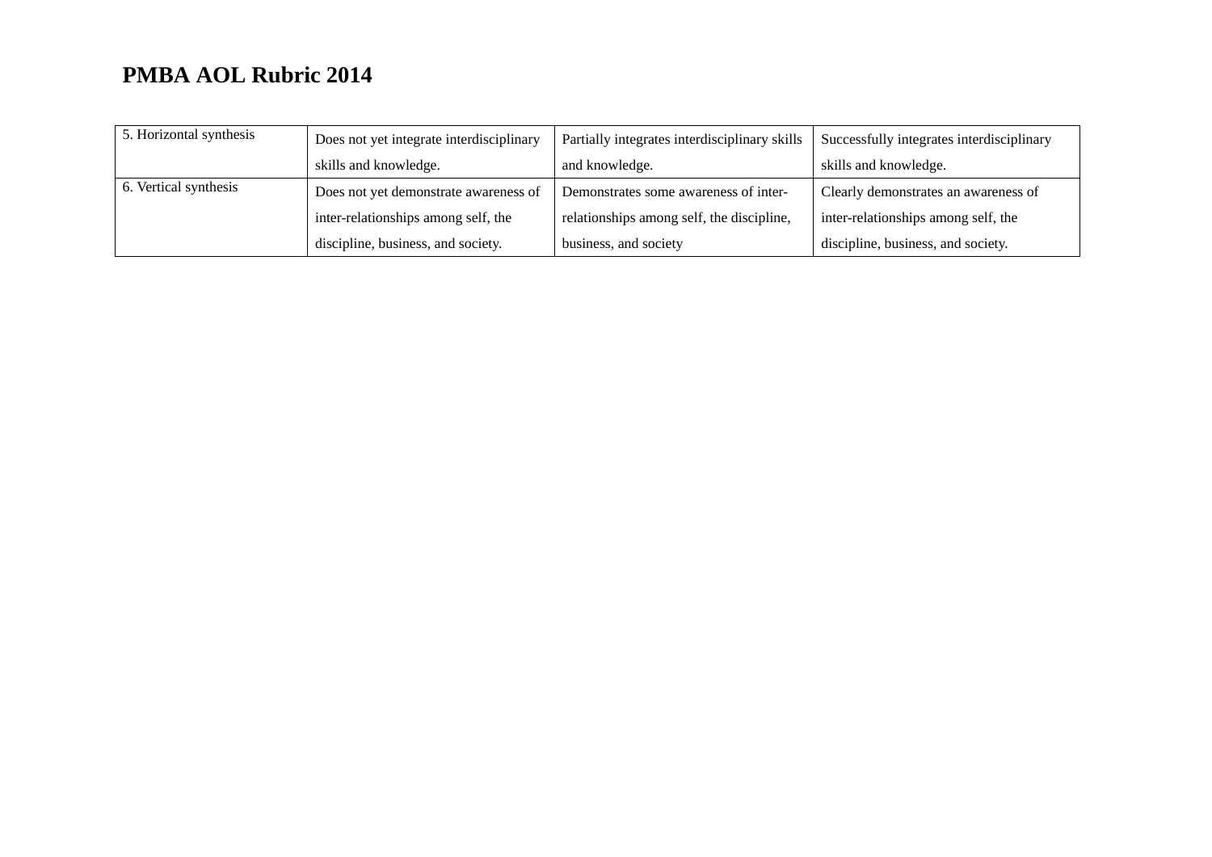# PMBA AOL Rubric 2014

| | | | |
|---|---|---|---|
| 5. Horizontal synthesis | Does not yet integrate interdisciplinary skills and knowledge. | Partially integrates interdisciplinary skills and knowledge. | Successfully integrates interdisciplinary skills and knowledge. |
| 6. Vertical synthesis | Does not yet demonstrate awareness of inter-relationships among self, the discipline, business, and society. | Demonstrates some awareness of inter-relationships among self, the discipline, business, and society | Clearly demonstrates an awareness of inter-relationships among self, the discipline, business, and society. |